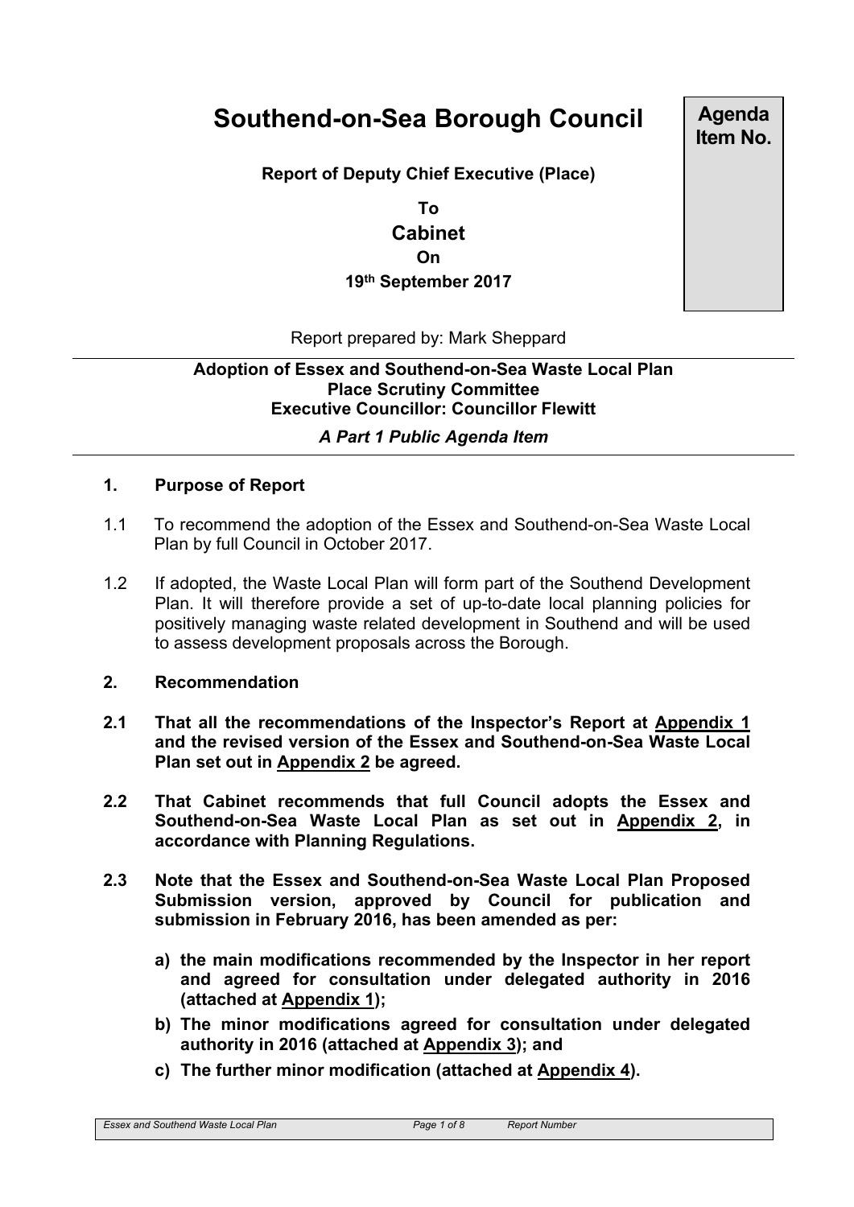# Southend-on-Sea Borough Council

**Agenda Item No.**

**Report of Deputy Chief Executive (Place)**

**To**

**Cabinet**

**On**

**19th September 2017**

Report prepared by: Mark Sheppard

**Adoption of Essex and Southend-on-Sea Waste Local Plan**
**Place Scrutiny Committee**
**Executive Councillor: Councillor Flewitt**

***A Part 1 Public Agenda Item***

## 1. Purpose of Report

1.1 To recommend the adoption of the Essex and Southend-on-Sea Waste Local Plan by full Council in October 2017.

1.2 If adopted, the Waste Local Plan will form part of the Southend Development Plan. It will therefore provide a set of up-to-date local planning policies for positively managing waste related development in Southend and will be used to assess development proposals across the Borough.

## 2. Recommendation

**2.1 That all the recommendations of the Inspector's Report at Appendix 1 and the revised version of the Essex and Southend-on-Sea Waste Local Plan set out in Appendix 2 be agreed.**

**2.2 That Cabinet recommends that full Council adopts the Essex and Southend-on-Sea Waste Local Plan as set out in Appendix 2, in accordance with Planning Regulations.**

**2.3 Note that the Essex and Southend-on-Sea Waste Local Plan Proposed Submission version, approved by Council for publication and submission in February 2016, has been amended as per:**

**a) the main modifications recommended by the Inspector in her report and agreed for consultation under delegated authority in 2016 (attached at Appendix 1);**

**b) The minor modifications agreed for consultation under delegated authority in 2016 (attached at Appendix 3); and**

**c) The further minor modification (attached at Appendix 4).**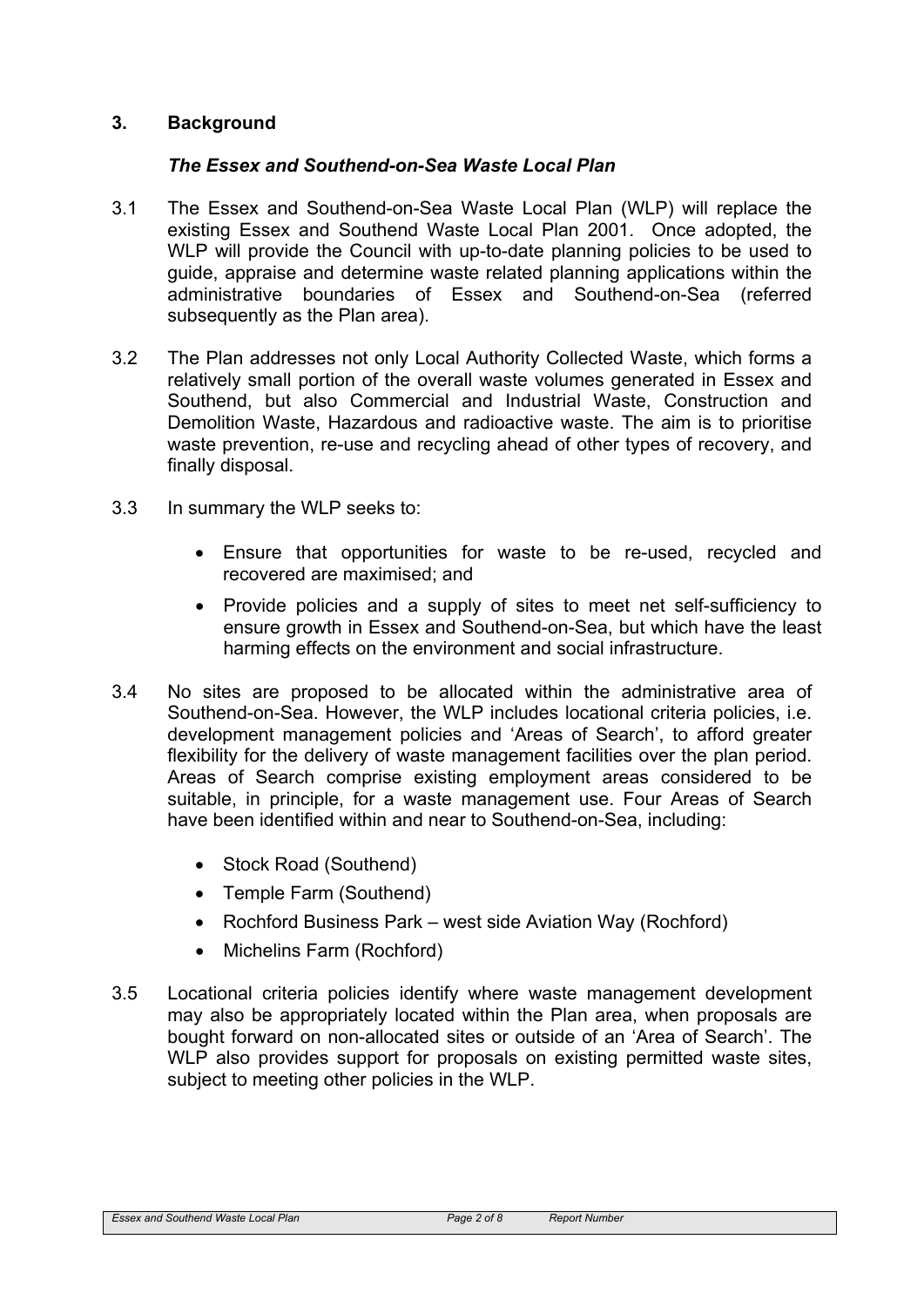## 3. Background

### *The Essex and Southend-on-Sea Waste Local Plan*

3.1 The Essex and Southend-on-Sea Waste Local Plan (WLP) will replace the existing Essex and Southend Waste Local Plan 2001. Once adopted, the WLP will provide the Council with up-to-date planning policies to be used to guide, appraise and determine waste related planning applications within the administrative boundaries of Essex and Southend-on-Sea (referred subsequently as the Plan area).

3.2 The Plan addresses not only Local Authority Collected Waste, which forms a relatively small portion of the overall waste volumes generated in Essex and Southend, but also Commercial and Industrial Waste, Construction and Demolition Waste, Hazardous and radioactive waste. The aim is to prioritise waste prevention, re-use and recycling ahead of other types of recovery, and finally disposal.

3.3 In summary the WLP seeks to:

- Ensure that opportunities for waste to be re-used, recycled and recovered are maximised; and
- Provide policies and a supply of sites to meet net self-sufficiency to ensure growth in Essex and Southend-on-Sea, but which have the least harming effects on the environment and social infrastructure.

3.4 No sites are proposed to be allocated within the administrative area of Southend-on-Sea. However, the WLP includes locational criteria policies, i.e. development management policies and 'Areas of Search', to afford greater flexibility for the delivery of waste management facilities over the plan period. Areas of Search comprise existing employment areas considered to be suitable, in principle, for a waste management use. Four Areas of Search have been identified within and near to Southend-on-Sea, including:

- Stock Road (Southend)
- Temple Farm (Southend)
- Rochford Business Park – west side Aviation Way (Rochford)
- Michelins Farm (Rochford)

3.5 Locational criteria policies identify where waste management development may also be appropriately located within the Plan area, when proposals are bought forward on non-allocated sites or outside of an 'Area of Search'. The WLP also provides support for proposals on existing permitted waste sites, subject to meeting other policies in the WLP.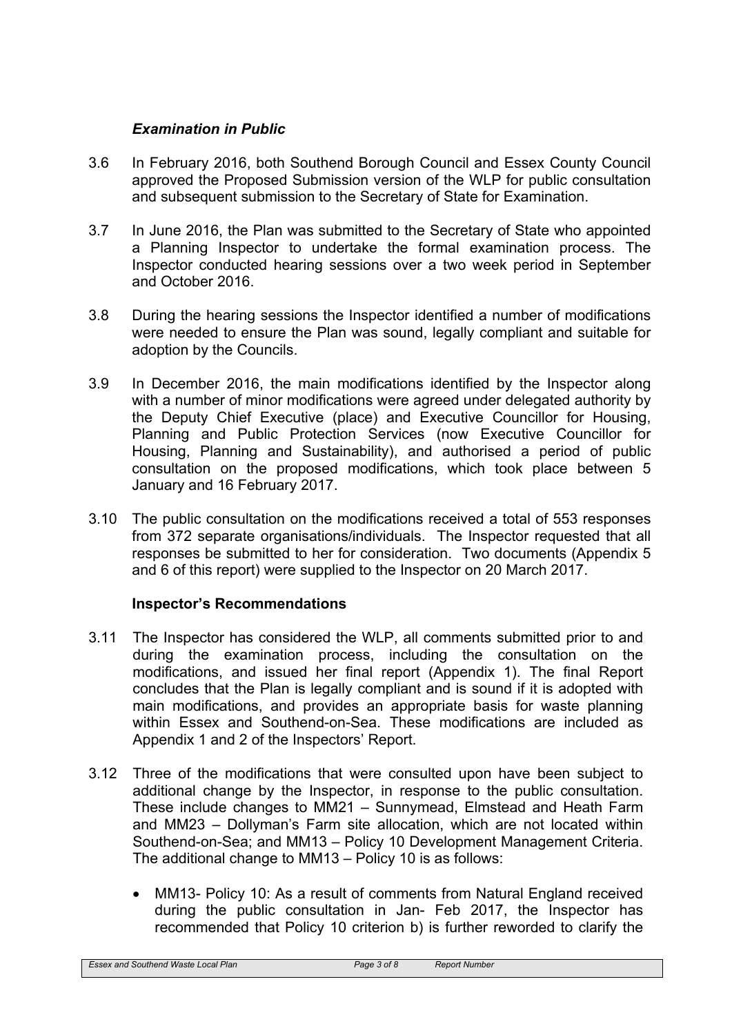### *Examination in Public*

3.6 In February 2016, both Southend Borough Council and Essex County Council approved the Proposed Submission version of the WLP for public consultation and subsequent submission to the Secretary of State for Examination.

3.7 In June 2016, the Plan was submitted to the Secretary of State who appointed a Planning Inspector to undertake the formal examination process. The Inspector conducted hearing sessions over a two week period in September and October 2016.

3.8 During the hearing sessions the Inspector identified a number of modifications were needed to ensure the Plan was sound, legally compliant and suitable for adoption by the Councils.

3.9 In December 2016, the main modifications identified by the Inspector along with a number of minor modifications were agreed under delegated authority by the Deputy Chief Executive (place) and Executive Councillor for Housing, Planning and Public Protection Services (now Executive Councillor for Housing, Planning and Sustainability), and authorised a period of public consultation on the proposed modifications, which took place between 5 January and 16 February 2017.

3.10 The public consultation on the modifications received a total of 553 responses from 372 separate organisations/individuals. The Inspector requested that all responses be submitted to her for consideration. Two documents (Appendix 5 and 6 of this report) were supplied to the Inspector on 20 March 2017.

### **Inspector's Recommendations**

3.11 The Inspector has considered the WLP, all comments submitted prior to and during the examination process, including the consultation on the modifications, and issued her final report (Appendix 1). The final Report concludes that the Plan is legally compliant and is sound if it is adopted with main modifications, and provides an appropriate basis for waste planning within Essex and Southend-on-Sea. These modifications are included as Appendix 1 and 2 of the Inspectors' Report.

3.12 Three of the modifications that were consulted upon have been subject to additional change by the Inspector, in response to the public consultation. These include changes to MM21 – Sunnymead, Elmstead and Heath Farm and MM23 – Dollyman's Farm site allocation, which are not located within Southend-on-Sea; and MM13 – Policy 10 Development Management Criteria. The additional change to MM13 – Policy 10 is as follows:

- MM13- Policy 10: As a result of comments from Natural England received during the public consultation in Jan- Feb 2017, the Inspector has recommended that Policy 10 criterion b) is further reworded to clarify the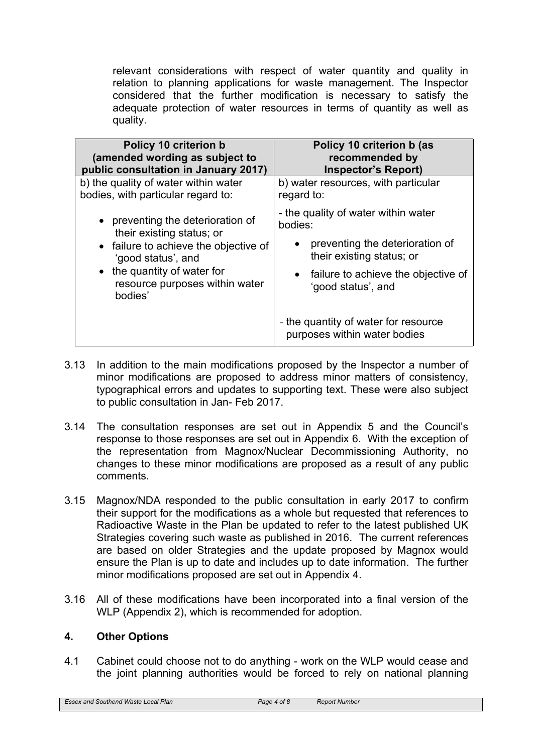relevant considerations with respect of water quantity and quality in relation to planning applications for waste management. The Inspector considered that the further modification is necessary to satisfy the adequate protection of water resources in terms of quantity as well as quality.

| Policy 10 criterion b (amended wording as subject to public consultation in January 2017) | Policy 10 criterion b (as recommended by Inspector's Report) |
|---|---|
| b) the quality of water within water bodies, with particular regard to:<br><br>• preventing the deterioration of their existing status; or<br>• failure to achieve the objective of 'good status', and<br>• the quantity of water for resource purposes within water bodies' | b) water resources, with particular regard to:<br><br>- the quality of water within water bodies:<br>• preventing the deterioration of their existing status; or<br>• failure to achieve the objective of 'good status', and<br><br>- the quantity of water for resource purposes within water bodies |

3.13 In addition to the main modifications proposed by the Inspector a number of minor modifications are proposed to address minor matters of consistency, typographical errors and updates to supporting text. These were also subject to public consultation in Jan- Feb 2017.

3.14 The consultation responses are set out in Appendix 5 and the Council's response to those responses are set out in Appendix 6. With the exception of the representation from Magnox/Nuclear Decommissioning Authority, no changes to these minor modifications are proposed as a result of any public comments.

3.15 Magnox/NDA responded to the public consultation in early 2017 to confirm their support for the modifications as a whole but requested that references to Radioactive Waste in the Plan be updated to refer to the latest published UK Strategies covering such waste as published in 2016. The current references are based on older Strategies and the update proposed by Magnox would ensure the Plan is up to date and includes up to date information. The further minor modifications proposed are set out in Appendix 4.

3.16 All of these modifications have been incorporated into a final version of the WLP (Appendix 2), which is recommended for adoption.

## 4. Other Options

4.1 Cabinet could choose not to do anything - work on the WLP would cease and the joint planning authorities would be forced to rely on national planning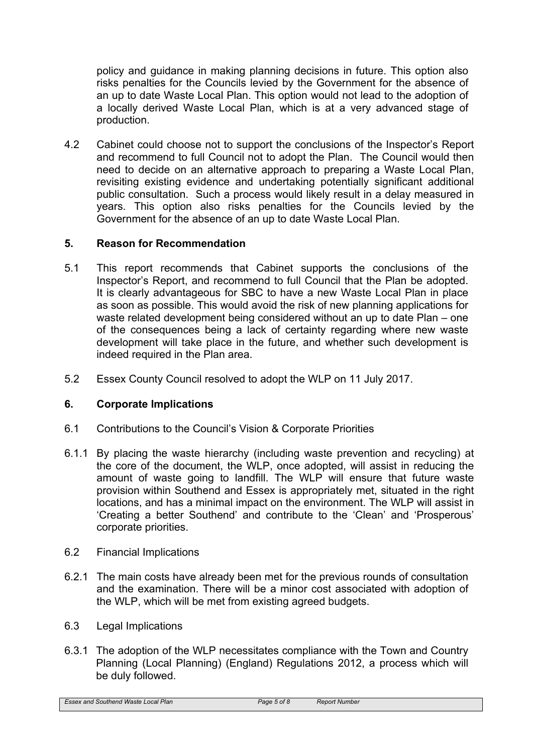policy and guidance in making planning decisions in future. This option also risks penalties for the Councils levied by the Government for the absence of an up to date Waste Local Plan. This option would not lead to the adoption of a locally derived Waste Local Plan, which is at a very advanced stage of production.

4.2 Cabinet could choose not to support the conclusions of the Inspector's Report and recommend to full Council not to adopt the Plan. The Council would then need to decide on an alternative approach to preparing a Waste Local Plan, revisiting existing evidence and undertaking potentially significant additional public consultation. Such a process would likely result in a delay measured in years. This option also risks penalties for the Councils levied by the Government for the absence of an up to date Waste Local Plan.

## 5. Reason for Recommendation

5.1 This report recommends that Cabinet supports the conclusions of the Inspector's Report, and recommend to full Council that the Plan be adopted. It is clearly advantageous for SBC to have a new Waste Local Plan in place as soon as possible. This would avoid the risk of new planning applications for waste related development being considered without an up to date Plan – one of the consequences being a lack of certainty regarding where new waste development will take place in the future, and whether such development is indeed required in the Plan area.

5.2 Essex County Council resolved to adopt the WLP on 11 July 2017.

## 6. Corporate Implications

6.1 Contributions to the Council's Vision & Corporate Priorities

6.1.1 By placing the waste hierarchy (including waste prevention and recycling) at the core of the document, the WLP, once adopted, will assist in reducing the amount of waste going to landfill. The WLP will ensure that future waste provision within Southend and Essex is appropriately met, situated in the right locations, and has a minimal impact on the environment. The WLP will assist in 'Creating a better Southend' and contribute to the 'Clean' and 'Prosperous' corporate priorities.

6.2 Financial Implications

6.2.1 The main costs have already been met for the previous rounds of consultation and the examination. There will be a minor cost associated with adoption of the WLP, which will be met from existing agreed budgets.

6.3 Legal Implications

6.3.1 The adoption of the WLP necessitates compliance with the Town and Country Planning (Local Planning) (England) Regulations 2012, a process which will be duly followed.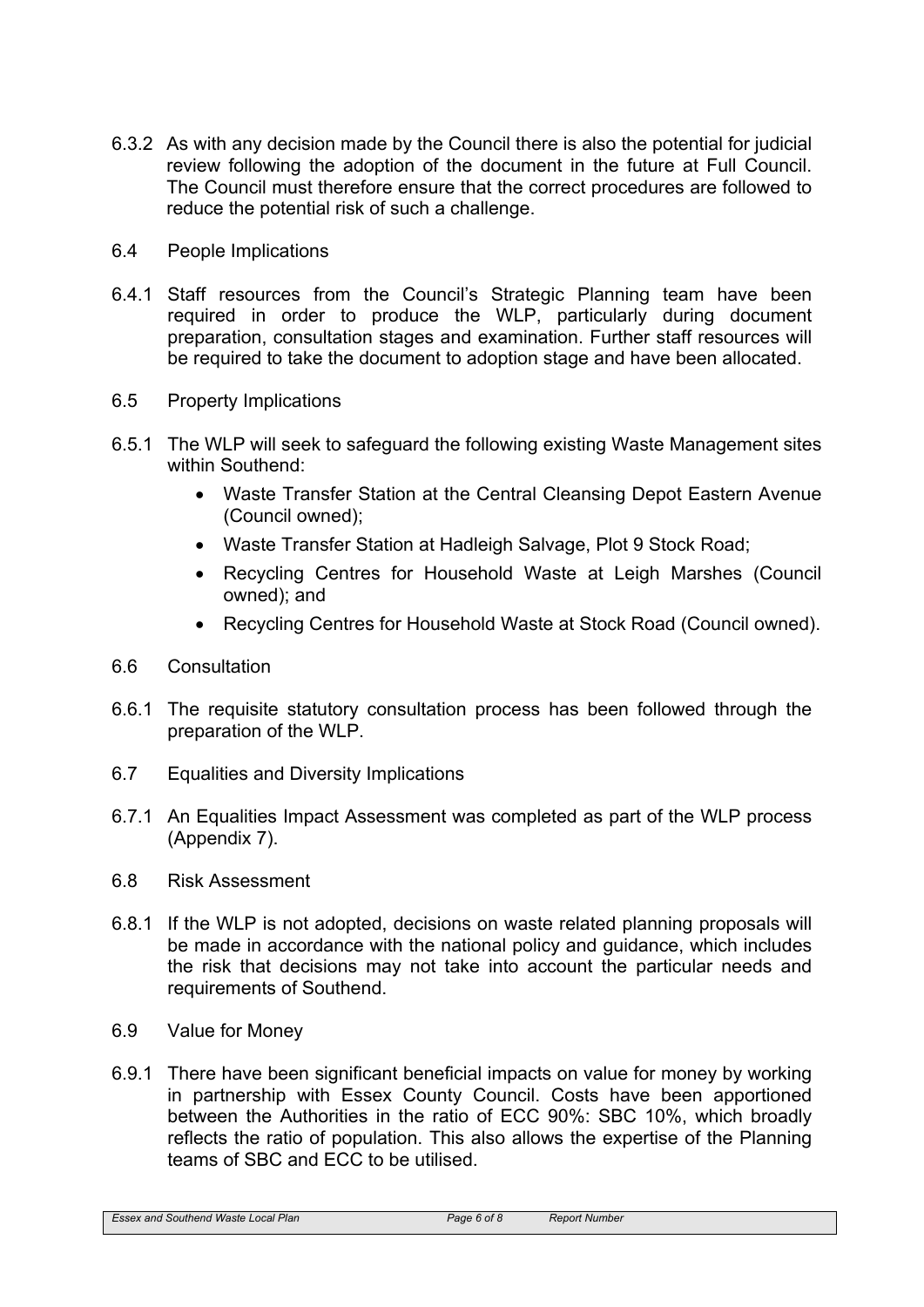6.3.2 As with any decision made by the Council there is also the potential for judicial review following the adoption of the document in the future at Full Council. The Council must therefore ensure that the correct procedures are followed to reduce the potential risk of such a challenge.

6.4 People Implications

6.4.1 Staff resources from the Council's Strategic Planning team have been required in order to produce the WLP, particularly during document preparation, consultation stages and examination. Further staff resources will be required to take the document to adoption stage and have been allocated.

6.5 Property Implications

6.5.1 The WLP will seek to safeguard the following existing Waste Management sites within Southend:

- Waste Transfer Station at the Central Cleansing Depot Eastern Avenue (Council owned);
- Waste Transfer Station at Hadleigh Salvage, Plot 9 Stock Road;
- Recycling Centres for Household Waste at Leigh Marshes (Council owned); and
- Recycling Centres for Household Waste at Stock Road (Council owned).

6.6 Consultation

6.6.1 The requisite statutory consultation process has been followed through the preparation of the WLP.

6.7 Equalities and Diversity Implications

6.7.1 An Equalities Impact Assessment was completed as part of the WLP process (Appendix 7).

6.8 Risk Assessment

6.8.1 If the WLP is not adopted, decisions on waste related planning proposals will be made in accordance with the national policy and guidance, which includes the risk that decisions may not take into account the particular needs and requirements of Southend.

6.9 Value for Money

6.9.1 There have been significant beneficial impacts on value for money by working in partnership with Essex County Council. Costs have been apportioned between the Authorities in the ratio of ECC 90%: SBC 10%, which broadly reflects the ratio of population. This also allows the expertise of the Planning teams of SBC and ECC to be utilised.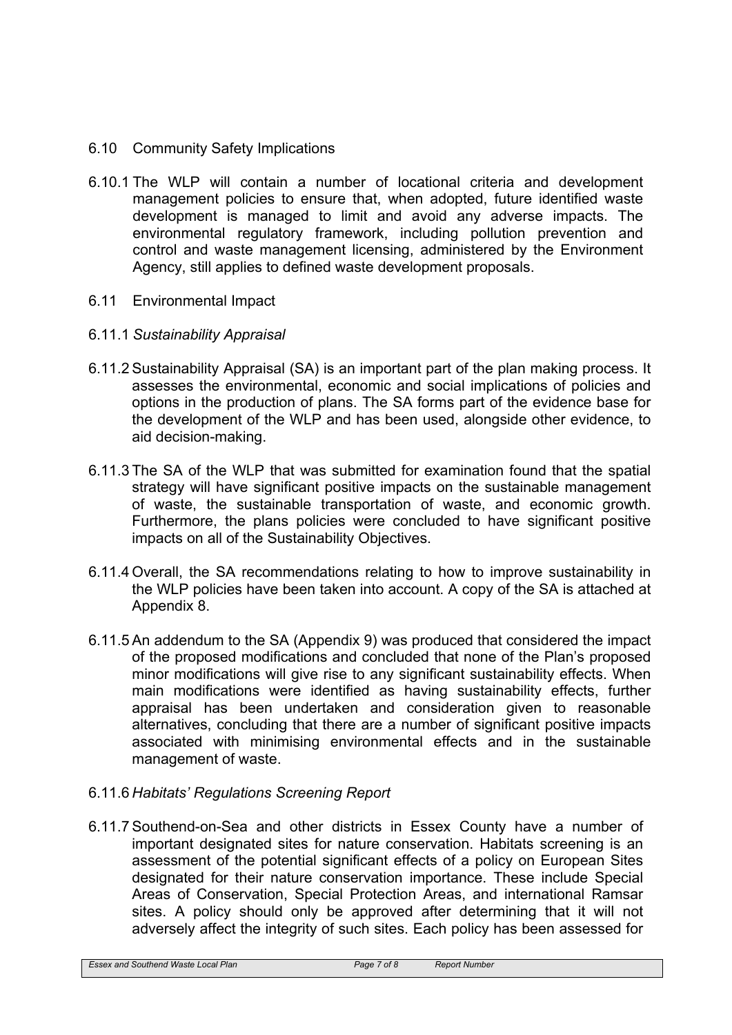## 6.10 Community Safety Implications

6.10.1 The WLP will contain a number of locational criteria and development management policies to ensure that, when adopted, future identified waste development is managed to limit and avoid any adverse impacts. The environmental regulatory framework, including pollution prevention and control and waste management licensing, administered by the Environment Agency, still applies to defined waste development proposals.

## 6.11 Environmental Impact

6.11.1 *Sustainability Appraisal*

6.11.2 Sustainability Appraisal (SA) is an important part of the plan making process. It assesses the environmental, economic and social implications of policies and options in the production of plans. The SA forms part of the evidence base for the development of the WLP and has been used, alongside other evidence, to aid decision-making.

6.11.3 The SA of the WLP that was submitted for examination found that the spatial strategy will have significant positive impacts on the sustainable management of waste, the sustainable transportation of waste, and economic growth. Furthermore, the plans policies were concluded to have significant positive impacts on all of the Sustainability Objectives.

6.11.4 Overall, the SA recommendations relating to how to improve sustainability in the WLP policies have been taken into account. A copy of the SA is attached at Appendix 8.

6.11.5 An addendum to the SA (Appendix 9) was produced that considered the impact of the proposed modifications and concluded that none of the Plan's proposed minor modifications will give rise to any significant sustainability effects. When main modifications were identified as having sustainability effects, further appraisal has been undertaken and consideration given to reasonable alternatives, concluding that there are a number of significant positive impacts associated with minimising environmental effects and in the sustainable management of waste.

6.11.6 *Habitats' Regulations Screening Report*

6.11.7 Southend-on-Sea and other districts in Essex County have a number of important designated sites for nature conservation. Habitats screening is an assessment of the potential significant effects of a policy on European Sites designated for their nature conservation importance. These include Special Areas of Conservation, Special Protection Areas, and international Ramsar sites. A policy should only be approved after determining that it will not adversely affect the integrity of such sites. Each policy has been assessed for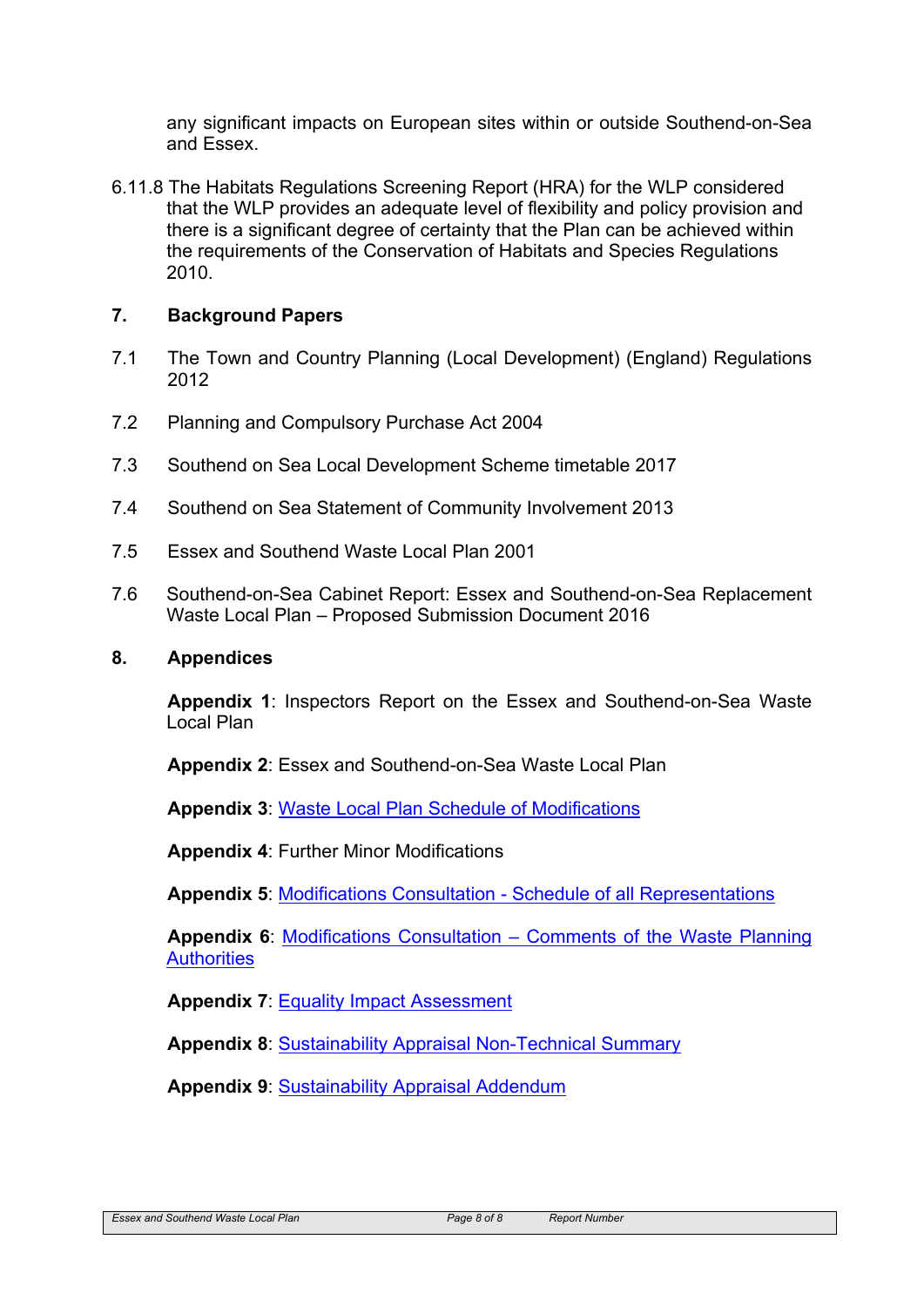any significant impacts on European sites within or outside Southend-on-Sea and Essex.

6.11.8 The Habitats Regulations Screening Report (HRA) for the WLP considered that the WLP provides an adequate level of flexibility and policy provision and there is a significant degree of certainty that the Plan can be achieved within the requirements of the Conservation of Habitats and Species Regulations 2010.

## 7. Background Papers

7.1 The Town and Country Planning (Local Development) (England) Regulations 2012

7.2 Planning and Compulsory Purchase Act 2004

7.3 Southend on Sea Local Development Scheme timetable 2017

7.4 Southend on Sea Statement of Community Involvement 2013

7.5 Essex and Southend Waste Local Plan 2001

7.6 Southend-on-Sea Cabinet Report: Essex and Southend-on-Sea Replacement Waste Local Plan – Proposed Submission Document 2016

## 8. Appendices

**Appendix 1**: Inspectors Report on the Essex and Southend-on-Sea Waste Local Plan

**Appendix 2**: Essex and Southend-on-Sea Waste Local Plan

**Appendix 3**: Waste Local Plan Schedule of Modifications

**Appendix 4**: Further Minor Modifications

**Appendix 5**: Modifications Consultation - Schedule of all Representations

**Appendix 6**: Modifications Consultation – Comments of the Waste Planning Authorities

**Appendix 7**: Equality Impact Assessment

**Appendix 8**: Sustainability Appraisal Non-Technical Summary

**Appendix 9**: Sustainability Appraisal Addendum